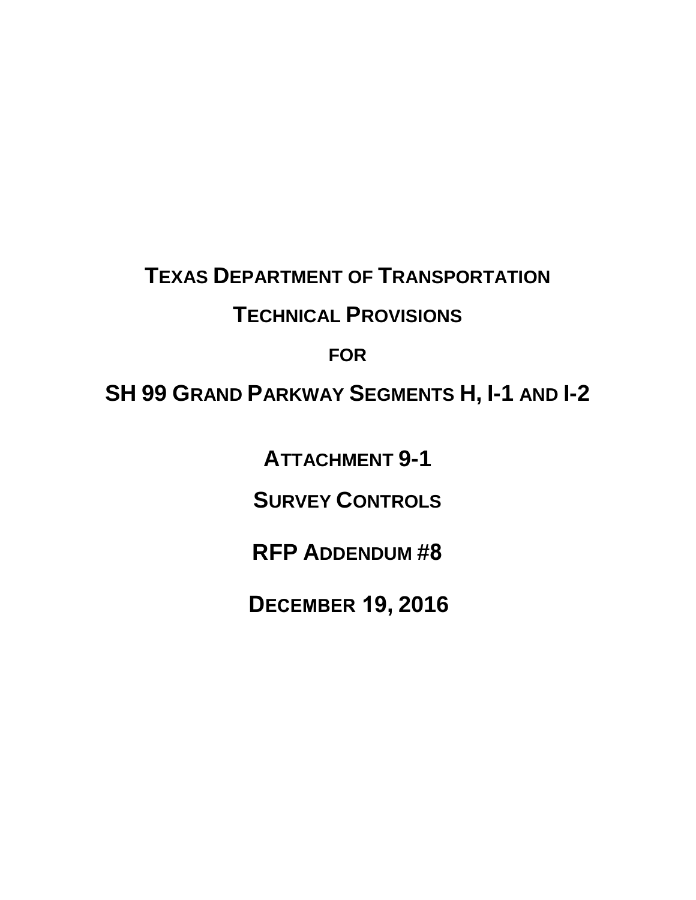# TEXAS DEPARTMENT OF TRANSPORTATION

# TECHNICAL PROVISIONS

## FOR

# SH 99 GRAND PARKWAY SEGMENTS H, I-1 AND I-2

## ATTACHMENT 9-1

## SURVEY CONTROLS

## RFP ADDENDUM #8

## DECEMBER 19, 2016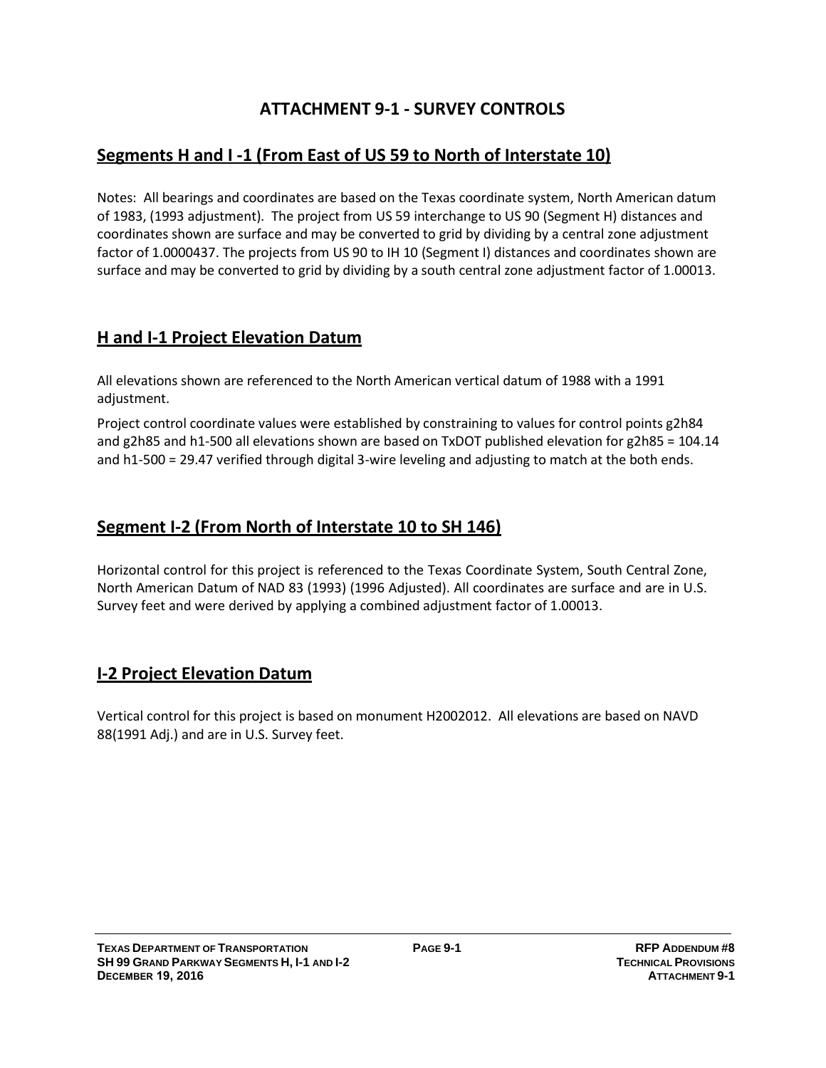# ATTACHMENT 9-1 - SURVEY CONTROLS

## Segments H and I -1 (From East of US 59 to North of Interstate 10)

Notes: All bearings and coordinates are based on the Texas coordinate system, North American datum of 1983, (1993 adjustment). The project from US 59 interchange to US 90 (Segment H) distances and coordinates shown are surface and may be converted to grid by dividing by a central zone adjustment factor of 1.0000437. The projects from US 90 to IH 10 (Segment I) distances and coordinates shown are surface and may be converted to grid by dividing by a south central zone adjustment factor of 1.00013.

## H and I-1 Project Elevation Datum

All elevations shown are referenced to the North American vertical datum of 1988 with a 1991 adjustment.

Project control coordinate values were established by constraining to values for control points g2h84 and g2h85 and h1-500 all elevations shown are based on TxDOT published elevation for g2h85 = 104.14 and h1-500 = 29.47 verified through digital 3-wire leveling and adjusting to match at the both ends.

## Segment I-2 (From North of Interstate 10 to SH 146)

Horizontal control for this project is referenced to the Texas Coordinate System, South Central Zone, North American Datum of NAD 83 (1993) (1996 Adjusted). All coordinates are surface and are in U.S. Survey feet and were derived by applying a combined adjustment factor of 1.00013.

## I-2 Project Elevation Datum

Vertical control for this project is based on monument H2002012. All elevations are based on NAVD 88(1991 Adj.) and are in U.S. Survey feet.